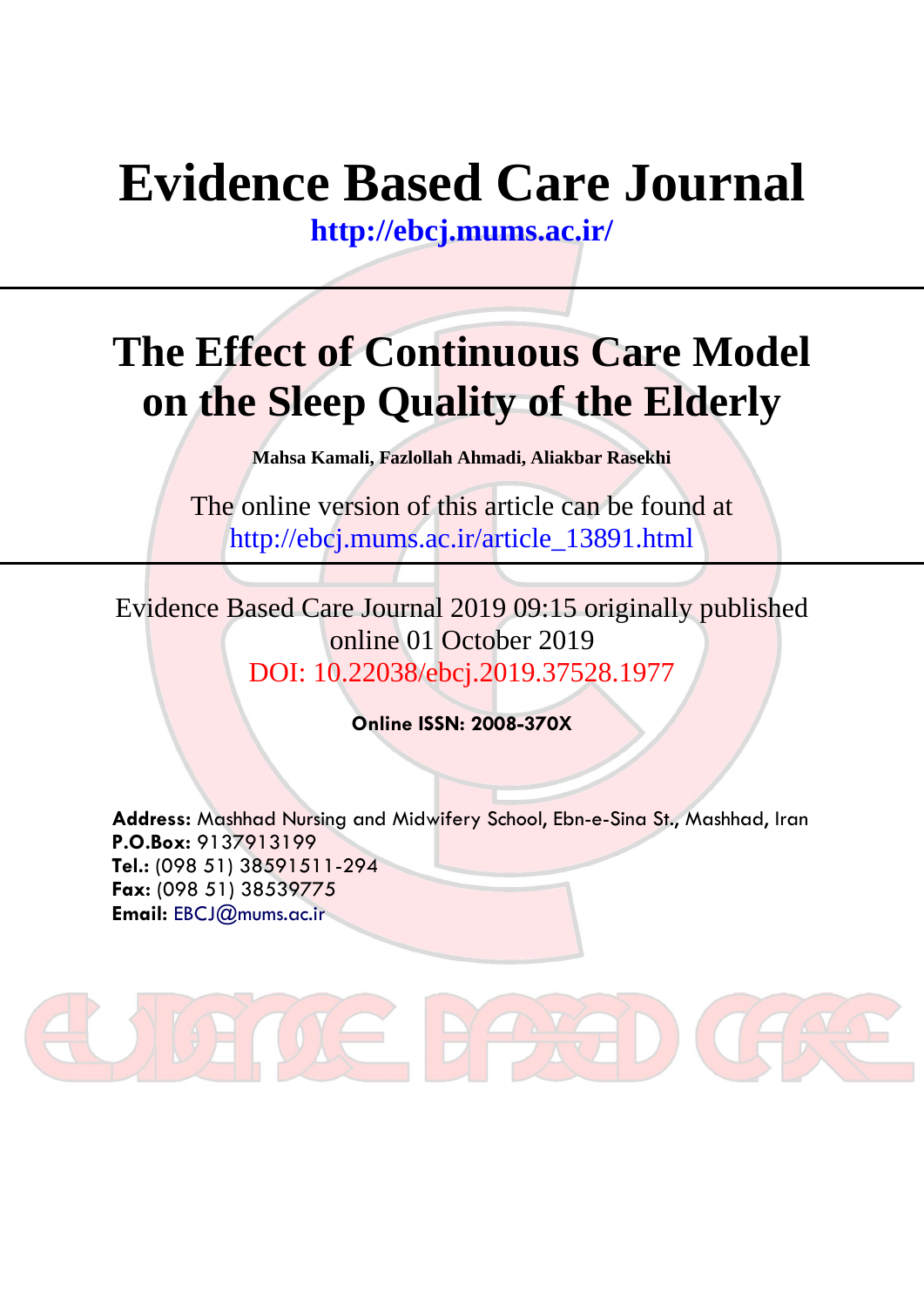# Evidence Based Care Journal

**http://ebcj.mums.ac.ir/**

# The Effect of Continuous Care Model on the Sleep Quality of the Elderly

**Mahsa Kamali, Fazlollah Ahmadi, Aliakbar Rasekhi**

The online version of this article can be found at
http://ebcj.mums.ac.ir/article_13891.html

Evidence Based Care Journal 2019 09:15 originally published online 01 October 2019
DOI: 10.22038/ebcj.2019.37528.1977

**Online ISSN: 2008-370X**

**Address:** Mashhad Nursing and Midwifery School, Ebn-e-Sina St., Mashhad, Iran
**P.O.Box:** 9137913199
**Tel.:** (098 51) 38591511-294
**Fax:** (098 51) 38539775
**Email:** EBCJ@mums.ac.ir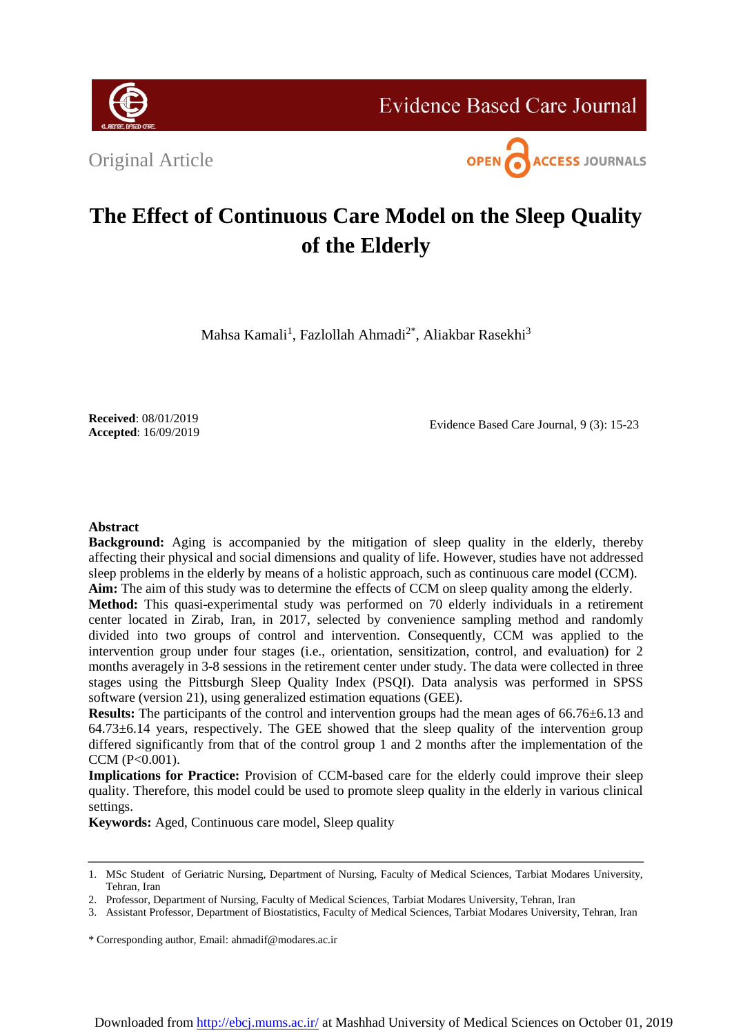Original Article

# The Effect of Continuous Care Model on the Sleep Quality of the Elderly

Mahsa Kamali[1], Fazlollah Ahmadi[2*], Aliakbar Rasekhi[3]

**Received**: 08/01/2019
**Accepted**: 16/09/2019

## Abstract

**Background:** Aging is accompanied by the mitigation of sleep quality in the elderly, thereby affecting their physical and social dimensions and quality of life. However, studies have not addressed sleep problems in the elderly by means of a holistic approach, such as continuous care model (CCM).

**Aim:** The aim of this study was to determine the effects of CCM on sleep quality among the elderly.

**Method:** This quasi-experimental study was performed on 70 elderly individuals in a retirement center located in Zirab, Iran, in 2017, selected by convenience sampling method and randomly divided into two groups of control and intervention. Consequently, CCM was applied to the intervention group under four stages (i.e., orientation, sensitization, control, and evaluation) for 2 months averagely in 3-8 sessions in the retirement center under study. The data were collected in three stages using the Pittsburgh Sleep Quality Index (PSQI). Data analysis was performed in SPSS software (version 21), using generalized estimation equations (GEE).

**Results:** The participants of the control and intervention groups had the mean ages of 66.76±6.13 and 64.73±6.14 years, respectively. The GEE showed that the sleep quality of the intervention group differed significantly from that of the control group 1 and 2 months after the implementation of the CCM ($P<0.001$).

**Implications for Practice:** Provision of CCM-based care for the elderly could improve their sleep quality. Therefore, this model could be used to promote sleep quality in the elderly in various clinical settings.

**Keywords:** Aged, Continuous care model, Sleep quality

---

1. MSc Student of Geriatric Nursing, Department of Nursing, Faculty of Medical Sciences, Tarbiat Modares University, Tehran, Iran
2. Professor, Department of Nursing, Faculty of Medical Sciences, Tarbiat Modares University, Tehran, Iran
3. Assistant Professor, Department of Biostatistics, Faculty of Medical Sciences, Tarbiat Modares University, Tehran, Iran

\* Corresponding author, Email: ahmadif@modares.ac.ir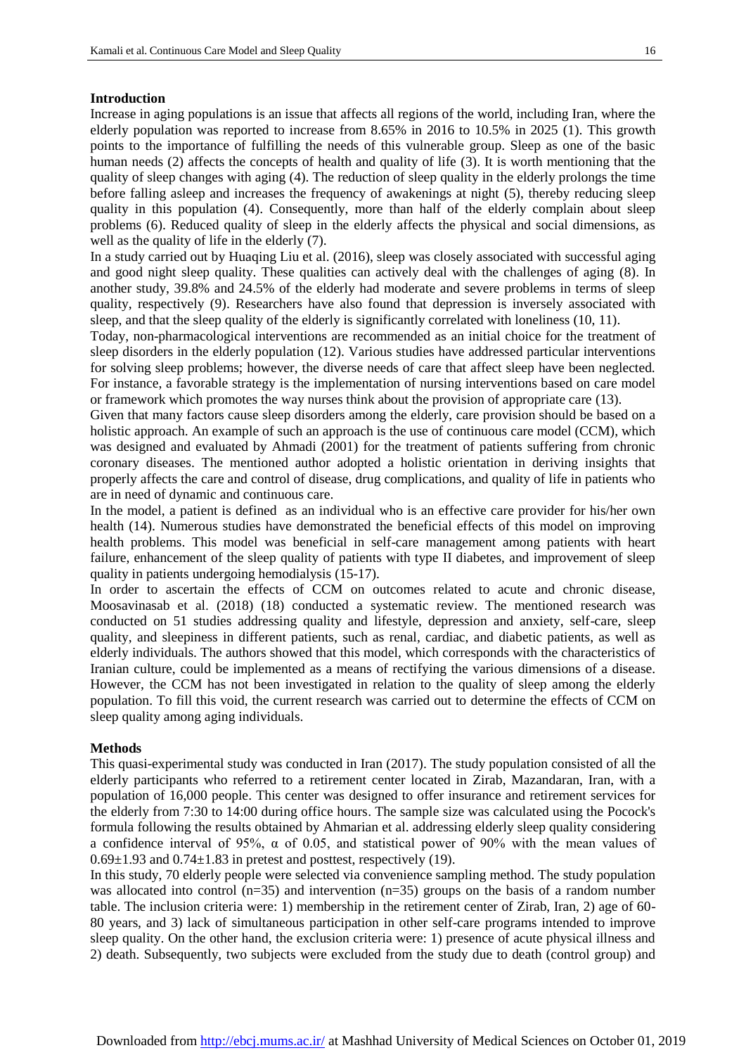## Introduction

Increase in aging populations is an issue that affects all regions of the world, including Iran, where the elderly population was reported to increase from 8.65% in 2016 to 10.5% in 2025 (1). This growth points to the importance of fulfilling the needs of this vulnerable group. Sleep as one of the basic human needs (2) affects the concepts of health and quality of life (3). It is worth mentioning that the quality of sleep changes with aging (4). The reduction of sleep quality in the elderly prolongs the time before falling asleep and increases the frequency of awakenings at night (5), thereby reducing sleep quality in this population (4). Consequently, more than half of the elderly complain about sleep problems (6). Reduced quality of sleep in the elderly affects the physical and social dimensions, as well as the quality of life in the elderly (7).

In a study carried out by Huaqing Liu et al. (2016), sleep was closely associated with successful aging and good night sleep quality. These qualities can actively deal with the challenges of aging (8). In another study, 39.8% and 24.5% of the elderly had moderate and severe problems in terms of sleep quality, respectively (9). Researchers have also found that depression is inversely associated with sleep, and that the sleep quality of the elderly is significantly correlated with loneliness (10, 11).

Today, non-pharmacological interventions are recommended as an initial choice for the treatment of sleep disorders in the elderly population (12). Various studies have addressed particular interventions for solving sleep problems; however, the diverse needs of care that affect sleep have been neglected. For instance, a favorable strategy is the implementation of nursing interventions based on care model or framework which promotes the way nurses think about the provision of appropriate care (13).

Given that many factors cause sleep disorders among the elderly, care provision should be based on a holistic approach. An example of such an approach is the use of continuous care model (CCM), which was designed and evaluated by Ahmadi (2001) for the treatment of patients suffering from chronic coronary diseases. The mentioned author adopted a holistic orientation in deriving insights that properly affects the care and control of disease, drug complications, and quality of life in patients who are in need of dynamic and continuous care.

In the model, a patient is defined as an individual who is an effective care provider for his/her own health (14). Numerous studies have demonstrated the beneficial effects of this model on improving health problems. This model was beneficial in self-care management among patients with heart failure, enhancement of the sleep quality of patients with type II diabetes, and improvement of sleep quality in patients undergoing hemodialysis (15-17).

In order to ascertain the effects of CCM on outcomes related to acute and chronic disease, Moosavinasab et al. (2018) (18) conducted a systematic review. The mentioned research was conducted on 51 studies addressing quality and lifestyle, depression and anxiety, self-care, sleep quality, and sleepiness in different patients, such as renal, cardiac, and diabetic patients, as well as elderly individuals. The authors showed that this model, which corresponds with the characteristics of Iranian culture, could be implemented as a means of rectifying the various dimensions of a disease. However, the CCM has not been investigated in relation to the quality of sleep among the elderly population. To fill this void, the current research was carried out to determine the effects of CCM on sleep quality among aging individuals.

## Methods

This quasi-experimental study was conducted in Iran (2017). The study population consisted of all the elderly participants who referred to a retirement center located in Zirab, Mazandaran, Iran, with a population of 16,000 people. This center was designed to offer insurance and retirement services for the elderly from 7:30 to 14:00 during office hours. The sample size was calculated using the Pocock's formula following the results obtained by Ahmarian et al. addressing elderly sleep quality considering a confidence interval of 95%, $\alpha$ of 0.05, and statistical power of 90% with the mean values of $0.69 \pm 1.93$ and $0.74 \pm 1.83$ in pretest and posttest, respectively (19).

In this study, 70 elderly people were selected via convenience sampling method. The study population was allocated into control (n=35) and intervention (n=35) groups on the basis of a random number table. The inclusion criteria were: 1) membership in the retirement center of Zirab, Iran, 2) age of 60-80 years, and 3) lack of simultaneous participation in other self-care programs intended to improve sleep quality. On the other hand, the exclusion criteria were: 1) presence of acute physical illness and 2) death. Subsequently, two subjects were excluded from the study due to death (control group) and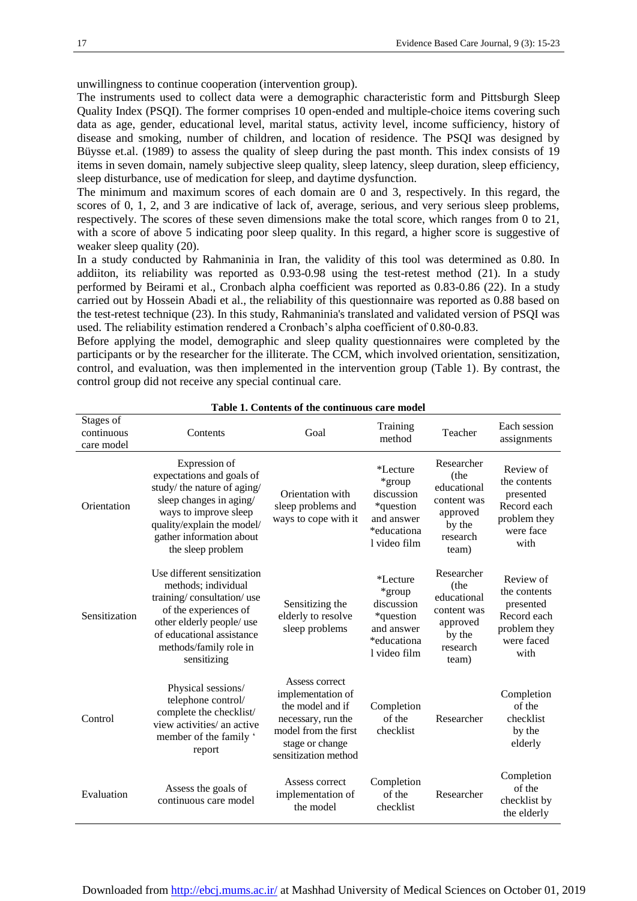unwillingness to continue cooperation (intervention group).

The instruments used to collect data were a demographic characteristic form and Pittsburgh Sleep Quality Index (PSQI). The former comprises 10 open-ended and multiple-choice items covering such data as age, gender, educational level, marital status, activity level, income sufficiency, history of disease and smoking, number of children, and location of residence. The PSQI was designed by Büysse et.al. (1989) to assess the quality of sleep during the past month. This index consists of 19 items in seven domain, namely subjective sleep quality, sleep latency, sleep duration, sleep efficiency, sleep disturbance, use of medication for sleep, and daytime dysfunction.

The minimum and maximum scores of each domain are 0 and 3, respectively. In this regard, the scores of 0, 1, 2, and 3 are indicative of lack of, average, serious, and very serious sleep problems, respectively. The scores of these seven dimensions make the total score, which ranges from 0 to 21, with a score of above 5 indicating poor sleep quality. In this regard, a higher score is suggestive of weaker sleep quality (20).

In a study conducted by Rahmaninia in Iran, the validity of this tool was determined as 0.80. In addiiton, its reliability was reported as 0.93-0.98 using the test-retest method (21). In a study performed by Beirami et al., Cronbach alpha coefficient was reported as 0.83-0.86 (22). In a study carried out by Hossein Abadi et al., the reliability of this questionnaire was reported as 0.88 based on the test-retest technique (23). In this study, Rahmaninia's translated and validated version of PSQI was used. The reliability estimation rendered a Cronbach's alpha coefficient of 0.80-0.83.

Before applying the model, demographic and sleep quality questionnaires were completed by the participants or by the researcher for the illiterate. The CCM, which involved orientation, sensitization, control, and evaluation, was then implemented in the intervention group (Table 1). By contrast, the control group did not receive any special continual care.

**Table 1. Contents of the continuous care model**

| Stages of continuous care model | Contents | Goal | Training method | Teacher | Each session assignments |
|---|---|---|---|---|---|
| Orientation | Expression of expectations and goals of study/ the nature of aging/ sleep changes in aging/ ways to improve sleep quality/explain the model/ gather information about the sleep problem | Orientation with sleep problems and ways to cope with it | *Lecture *group discussion *question and answer *educational video film | Researcher (the educational content was approved by the research team) | Review of the contents presented Record each problem they were face with |
| Sensitization | Use different sensitization methods; individual training/ consultation/ use of the experiences of other elderly people/ use of educational assistance methods/family role in sensitizing | Sensitizing the elderly to resolve sleep problems | *Lecture *group discussion *question and answer *educational video film | Researcher (the educational content was approved by the research team) | Review of the contents presented Record each problem they were faced with |
| Control | Physical sessions/ telephone control/ complete the checklist/ view activities/ an active member of the family ' report | Assess correct implementation of the model and if necessary, run the model from the first stage or change sensitization method | Completion of the checklist | Researcher | Completion of the checklist by the elderly |
| Evaluation | Assess the goals of continuous care model | Assess correct implementation of the model | Completion of the checklist | Researcher | Completion of the checklist by the elderly |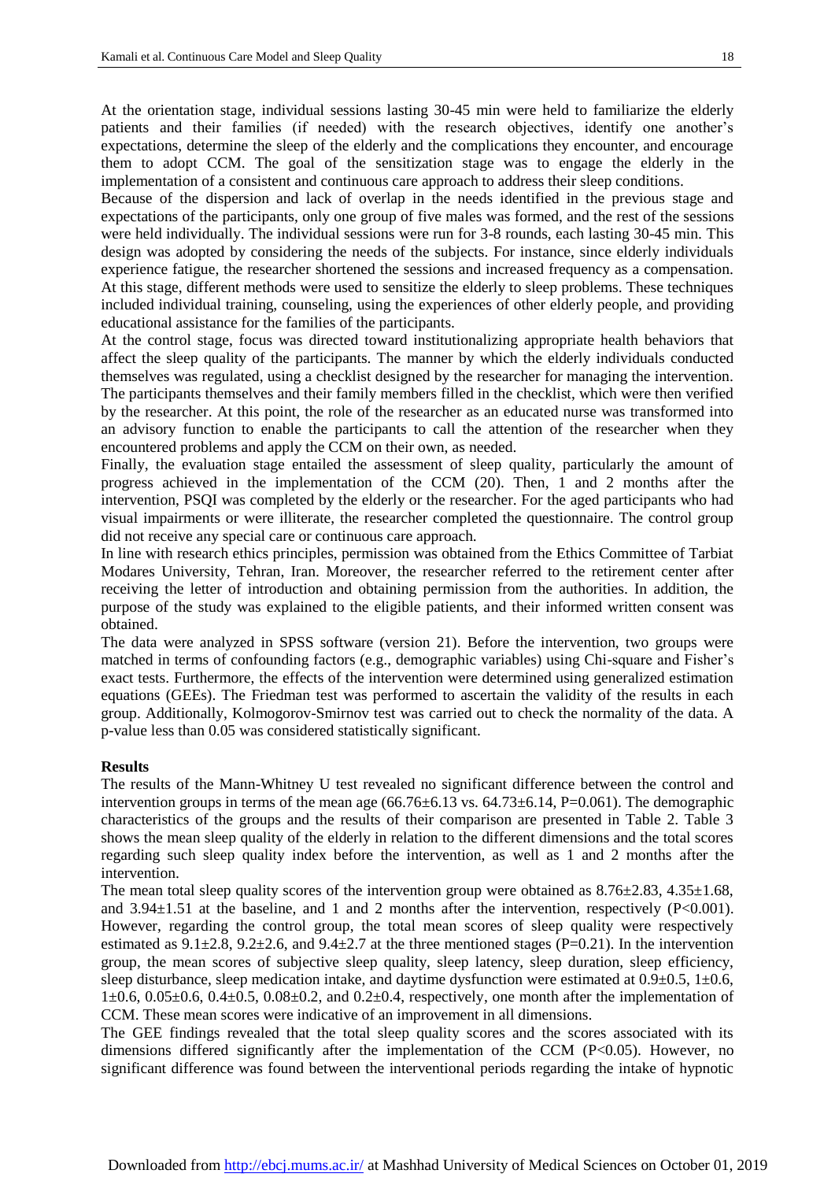At the orientation stage, individual sessions lasting 30-45 min were held to familiarize the elderly patients and their families (if needed) with the research objectives, identify one another's expectations, determine the sleep of the elderly and the complications they encounter, and encourage them to adopt CCM. The goal of the sensitization stage was to engage the elderly in the implementation of a consistent and continuous care approach to address their sleep conditions.

Because of the dispersion and lack of overlap in the needs identified in the previous stage and expectations of the participants, only one group of five males was formed, and the rest of the sessions were held individually. The individual sessions were run for 3-8 rounds, each lasting 30-45 min. This design was adopted by considering the needs of the subjects. For instance, since elderly individuals experience fatigue, the researcher shortened the sessions and increased frequency as a compensation. At this stage, different methods were used to sensitize the elderly to sleep problems. These techniques included individual training, counseling, using the experiences of other elderly people, and providing educational assistance for the families of the participants.

At the control stage, focus was directed toward institutionalizing appropriate health behaviors that affect the sleep quality of the participants. The manner by which the elderly individuals conducted themselves was regulated, using a checklist designed by the researcher for managing the intervention. The participants themselves and their family members filled in the checklist, which were then verified by the researcher. At this point, the role of the researcher as an educated nurse was transformed into an advisory function to enable the participants to call the attention of the researcher when they encountered problems and apply the CCM on their own, as needed.

Finally, the evaluation stage entailed the assessment of sleep quality, particularly the amount of progress achieved in the implementation of the CCM (20). Then, 1 and 2 months after the intervention, PSQI was completed by the elderly or the researcher. For the aged participants who had visual impairments or were illiterate, the researcher completed the questionnaire. The control group did not receive any special care or continuous care approach.

In line with research ethics principles, permission was obtained from the Ethics Committee of Tarbiat Modares University, Tehran, Iran. Moreover, the researcher referred to the retirement center after receiving the letter of introduction and obtaining permission from the authorities. In addition, the purpose of the study was explained to the eligible patients, and their informed written consent was obtained.

The data were analyzed in SPSS software (version 21). Before the intervention, two groups were matched in terms of confounding factors (e.g., demographic variables) using Chi-square and Fisher's exact tests. Furthermore, the effects of the intervention were determined using generalized estimation equations (GEEs). The Friedman test was performed to ascertain the validity of the results in each group. Additionally, Kolmogorov-Smirnov test was carried out to check the normality of the data. A p-value less than 0.05 was considered statistically significant.

## Results

The results of the Mann-Whitney U test revealed no significant difference between the control and intervention groups in terms of the mean age (66.76±6.13 vs. 64.73±6.14, P=0.061). The demographic characteristics of the groups and the results of their comparison are presented in Table 2. Table 3 shows the mean sleep quality of the elderly in relation to the different dimensions and the total scores regarding such sleep quality index before the intervention, as well as 1 and 2 months after the intervention.

The mean total sleep quality scores of the intervention group were obtained as 8.76±2.83, 4.35±1.68, and 3.94±1.51 at the baseline, and 1 and 2 months after the intervention, respectively (P<0.001). However, regarding the control group, the total mean scores of sleep quality were respectively estimated as 9.1±2.8, 9.2±2.6, and 9.4±2.7 at the three mentioned stages (P=0.21). In the intervention group, the mean scores of subjective sleep quality, sleep latency, sleep duration, sleep efficiency, sleep disturbance, sleep medication intake, and daytime dysfunction were estimated at 0.9±0.5, 1±0.6, 1±0.6, 0.05±0.6, 0.4±0.5, 0.08±0.2, and 0.2±0.4, respectively, one month after the implementation of CCM. These mean scores were indicative of an improvement in all dimensions.

The GEE findings revealed that the total sleep quality scores and the scores associated with its dimensions differed significantly after the implementation of the CCM (P<0.05). However, no significant difference was found between the interventional periods regarding the intake of hypnotic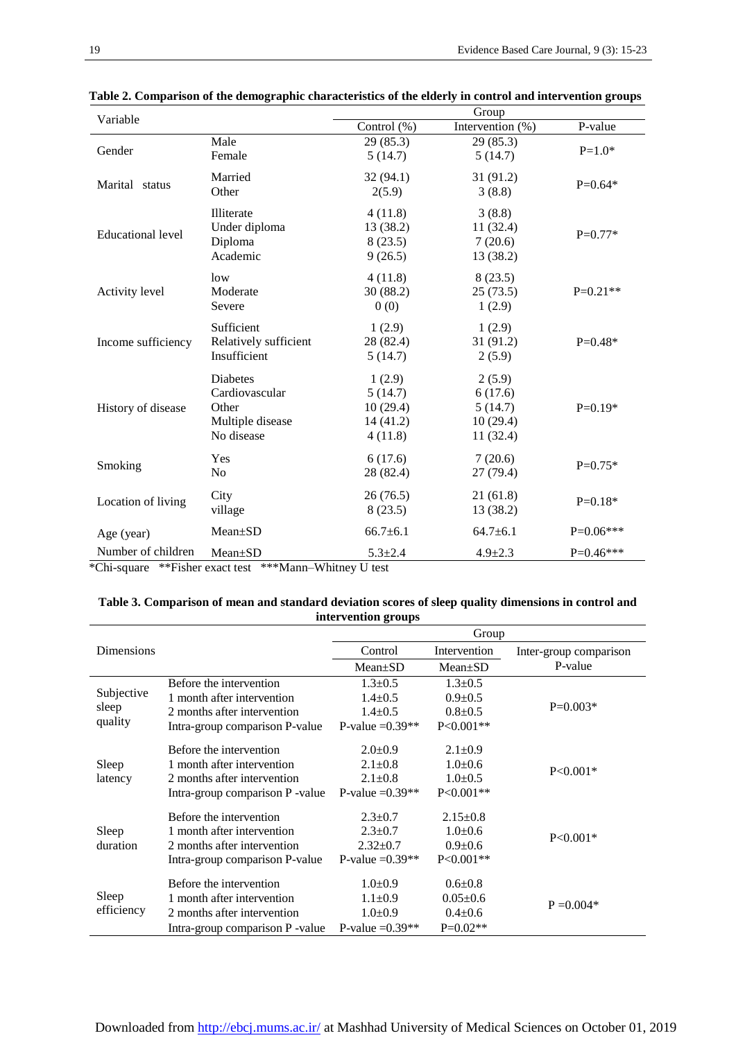**Table 2. Comparison of the demographic characteristics of the elderly in control and intervention groups**

| Variable | | Group | | |
|---|---|---|---|---|
| | | Control (%) | Intervention (%) | P-value |
| Gender | Male<br>Female | 29 (85.3)<br>5 (14.7) | 29 (85.3)<br>5 (14.7) | P=1.0* |
| Marital status | Married<br>Other | 32 (94.1)<br>2(5.9) | 31 (91.2)<br>3 (8.8) | P=0.64* |
| Educational level | Illiterate<br>Under diploma<br>Diploma<br>Academic | 4 (11.8)<br>13 (38.2)<br>8 (23.5)<br>9 (26.5) | 3 (8.8)<br>11 (32.4)<br>7 (20.6)<br>13 (38.2) | P=0.77* |
| Activity level | low<br>Moderate<br>Severe | 4 (11.8)<br>30 (88.2)<br>0 (0) | 8 (23.5)<br>25 (73.5)<br>1 (2.9) | P=0.21** |
| Income sufficiency | Sufficient<br>Relatively sufficient<br>Insufficient | 1 (2.9)<br>28 (82.4)<br>5 (14.7) | 1 (2.9)<br>31 (91.2)<br>2 (5.9) | P=0.48* |
| History of disease | Diabetes<br>Cardiovascular<br>Other<br>Multiple disease<br>No disease | 1 (2.9)<br>5 (14.7)<br>10 (29.4)<br>14 (41.2)<br>4 (11.8) | 2 (5.9)<br>6 (17.6)<br>5 (14.7)<br>10 (29.4)<br>11 (32.4) | P=0.19* |
| Smoking | Yes<br>No | 6 (17.6)<br>28 (82.4) | 7 (20.6)<br>27 (79.4) | P=0.75* |
| Location of living | City<br>village | 26 (76.5)<br>8 (23.5) | 21 (61.8)<br>13 (38.2) | P=0.18* |
| Age (year) | Mean±SD | 66.7±6.1 | 64.7±6.1 | P=0.06*** |
| Number of children | Mean±SD | 5.3±2.4 | 4.9±2.3 | P=0.46*** |

*Chi-square **Fisher exact test ***Mann–Whitney U test

**Table 3. Comparison of mean and standard deviation scores of sleep quality dimensions in control and intervention groups**

| Dimensions | | Group | | |
|---|---|---|---|---|
| | | Control | Intervention | Inter-group comparison |
| | | Mean±SD | Mean±SD | P-value |
| Subjective sleep quality | Before the intervention<br>1 month after intervention<br>2 months after intervention<br>Intra-group comparison P-value | 1.3±0.5<br>1.4±0.5<br>1.4±0.5<br>P-value =0.39** | 1.3±0.5<br>0.9±0.5<br>0.8±0.5<br>P<0.001** | P=0.003* |
| Sleep latency | Before the intervention<br>1 month after intervention<br>2 months after intervention<br>Intra-group comparison P -value | 2.0±0.9<br>2.1±0.8<br>2.1±0.8<br>P-value =0.39** | 2.1±0.9<br>1.0±0.6<br>1.0±0.5<br>P<0.001** | P<0.001* |
| Sleep duration | Before the intervention<br>1 month after intervention<br>2 months after intervention<br>Intra-group comparison P-value | 2.3±0.7<br>2.3±0.7<br>2.32±0.7<br>P-value =0.39** | 2.15±0.8<br>1.0±0.6<br>0.9±0.6<br>P<0.001** | P<0.001* |
| Sleep efficiency | Before the intervention<br>1 month after intervention<br>2 months after intervention<br>Intra-group comparison P -value | 1.0±0.9<br>1.1±0.9<br>1.0±0.9<br>P-value =0.39** | 0.6±0.8<br>0.05±0.6<br>0.4±0.6<br>P=0.02** | P =0.004* |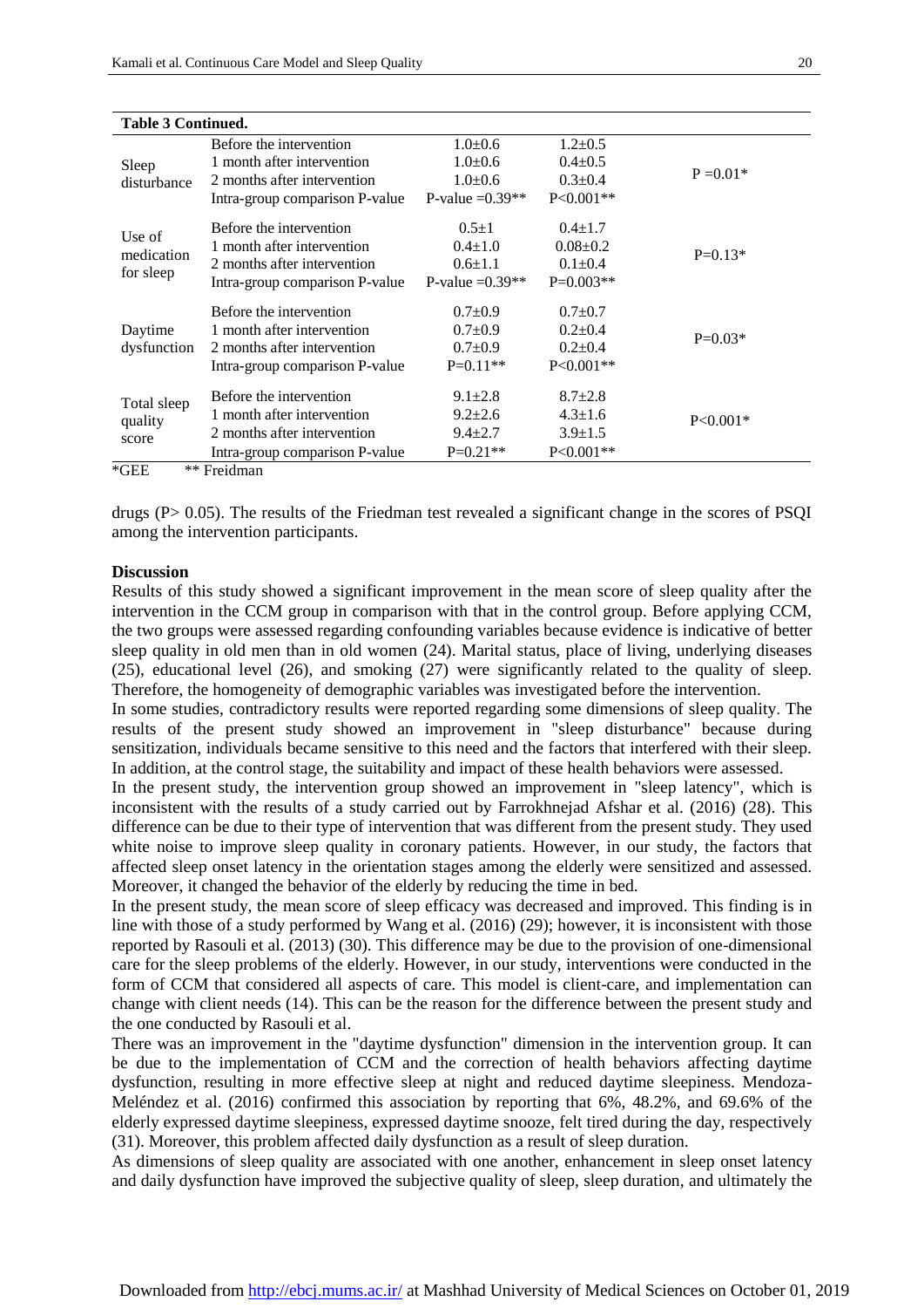**Table 3 Continued.**

| | | | | |
|---|---|---|---|---|
| Sleep disturbance | Before the intervention | 1.0±0.6 | 1.2±0.5 | P =0.01* |
| | 1 month after intervention | 1.0±0.6 | 0.4±0.5 | |
| | 2 months after intervention | 1.0±0.6 | 0.3±0.4 | |
| | Intra-group comparison P-value | P-value =0.39** | P<0.001** | |
| Use of medication for sleep | Before the intervention | 0.5±1 | 0.4±1.7 | P=0.13* |
| | 1 month after intervention | 0.4±1.0 | 0.08±0.2 | |
| | 2 months after intervention | 0.6±1.1 | 0.1±0.4 | |
| | Intra-group comparison P-value | P-value =0.39** | P=0.003** | |
| Daytime dysfunction | Before the intervention | 0.7±0.9 | 0.7±0.7 | P=0.03* |
| | 1 month after intervention | 0.7±0.9 | 0.2±0.4 | |
| | 2 months after intervention | 0.7±0.9 | 0.2±0.4 | |
| | Intra-group comparison P-value | P=0.11** | P<0.001** | |
| Total sleep quality score | Before the intervention | 9.1±2.8 | 8.7±2.8 | P<0.001* |
| | 1 month after intervention | 9.2±2.6 | 4.3±1.6 | |
| | 2 months after intervention | 9.4±2.7 | 3.9±1.5 | |
| | Intra-group comparison P-value | P=0.21** | P<0.001** | |

*GEE ** Freidman

drugs (P> 0.05). The results of the Friedman test revealed a significant change in the scores of PSQI among the intervention participants.

## Discussion

Results of this study showed a significant improvement in the mean score of sleep quality after the intervention in the CCM group in comparison with that in the control group. Before applying CCM, the two groups were assessed regarding confounding variables because evidence is indicative of better sleep quality in old men than in old women (24). Marital status, place of living, underlying diseases (25), educational level (26), and smoking (27) were significantly related to the quality of sleep. Therefore, the homogeneity of demographic variables was investigated before the intervention.

In some studies, contradictory results were reported regarding some dimensions of sleep quality. The results of the present study showed an improvement in "sleep disturbance" because during sensitization, individuals became sensitive to this need and the factors that interfered with their sleep. In addition, at the control stage, the suitability and impact of these health behaviors were assessed.

In the present study, the intervention group showed an improvement in "sleep latency", which is inconsistent with the results of a study carried out by Farrokhnejad Afshar et al. (2016) (28). This difference can be due to their type of intervention that was different from the present study. They used white noise to improve sleep quality in coronary patients. However, in our study, the factors that affected sleep onset latency in the orientation stages among the elderly were sensitized and assessed. Moreover, it changed the behavior of the elderly by reducing the time in bed.

In the present study, the mean score of sleep efficacy was decreased and improved. This finding is in line with those of a study performed by Wang et al. (2016) (29); however, it is inconsistent with those reported by Rasouli et al. (2013) (30). This difference may be due to the provision of one-dimensional care for the sleep problems of the elderly. However, in our study, interventions were conducted in the form of CCM that considered all aspects of care. This model is client-care, and implementation can change with client needs (14). This can be the reason for the difference between the present study and the one conducted by Rasouli et al.

There was an improvement in the "daytime dysfunction" dimension in the intervention group. It can be due to the implementation of CCM and the correction of health behaviors affecting daytime dysfunction, resulting in more effective sleep at night and reduced daytime sleepiness. Mendoza-Meléndez et al. (2016) confirmed this association by reporting that 6%, 48.2%, and 69.6% of the elderly expressed daytime sleepiness, expressed daytime snooze, felt tired during the day, respectively (31). Moreover, this problem affected daily dysfunction as a result of sleep duration.

As dimensions of sleep quality are associated with one another, enhancement in sleep onset latency and daily dysfunction have improved the subjective quality of sleep, sleep duration, and ultimately the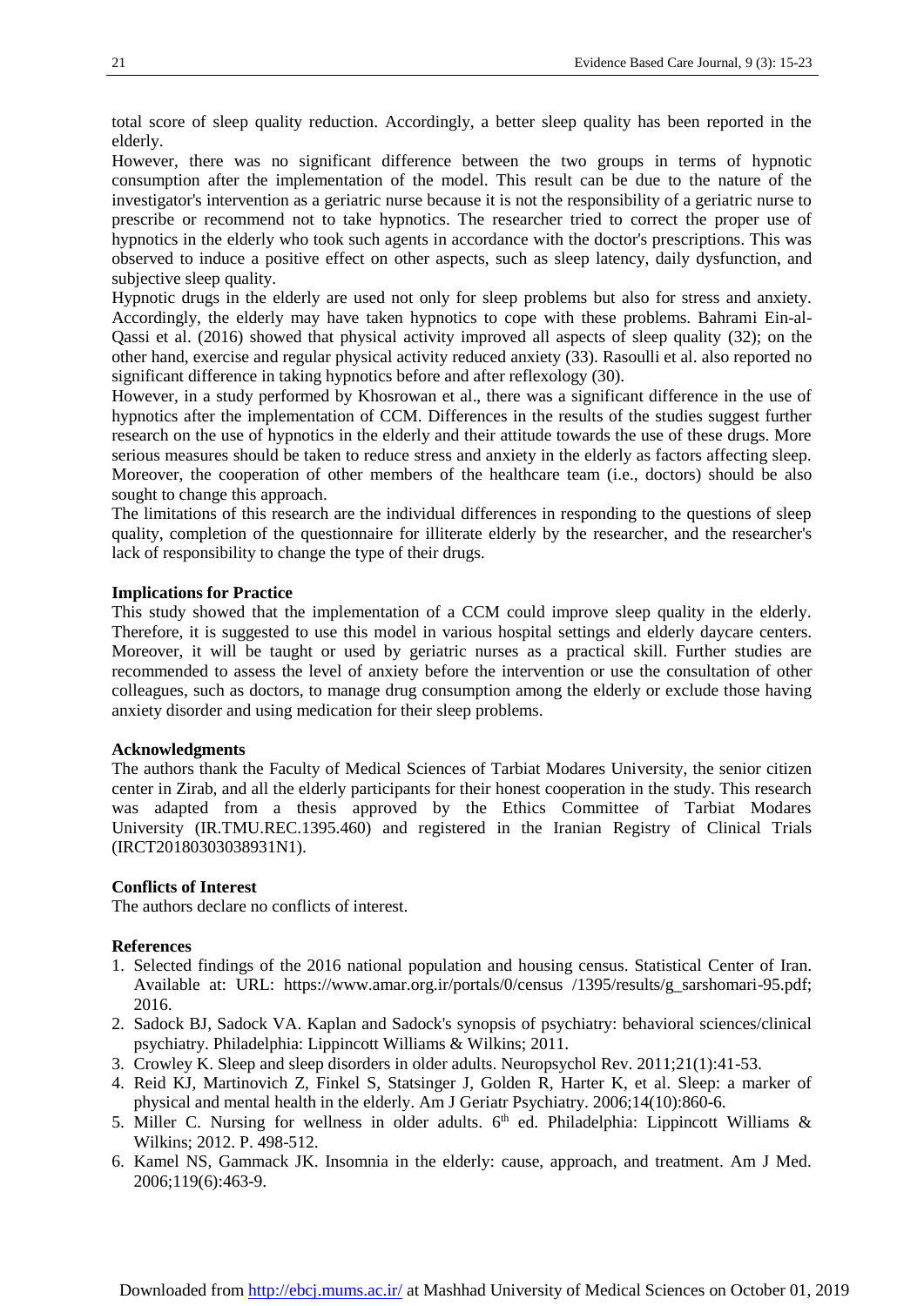total score of sleep quality reduction. Accordingly, a better sleep quality has been reported in the elderly.

However, there was no significant difference between the two groups in terms of hypnotic consumption after the implementation of the model. This result can be due to the nature of the investigator's intervention as a geriatric nurse because it is not the responsibility of a geriatric nurse to prescribe or recommend not to take hypnotics. The researcher tried to correct the proper use of hypnotics in the elderly who took such agents in accordance with the doctor's prescriptions. This was observed to induce a positive effect on other aspects, such as sleep latency, daily dysfunction, and subjective sleep quality.

Hypnotic drugs in the elderly are used not only for sleep problems but also for stress and anxiety. Accordingly, the elderly may have taken hypnotics to cope with these problems. Bahrami Ein-al-Qassi et al. (2016) showed that physical activity improved all aspects of sleep quality (32); on the other hand, exercise and regular physical activity reduced anxiety (33). Rasoulli et al. also reported no significant difference in taking hypnotics before and after reflexology (30).

However, in a study performed by Khosrowan et al., there was a significant difference in the use of hypnotics after the implementation of CCM. Differences in the results of the studies suggest further research on the use of hypnotics in the elderly and their attitude towards the use of these drugs. More serious measures should be taken to reduce stress and anxiety in the elderly as factors affecting sleep. Moreover, the cooperation of other members of the healthcare team (i.e., doctors) should be also sought to change this approach.

The limitations of this research are the individual differences in responding to the questions of sleep quality, completion of the questionnaire for illiterate elderly by the researcher, and the researcher's lack of responsibility to change the type of their drugs.

## Implications for Practice

This study showed that the implementation of a CCM could improve sleep quality in the elderly. Therefore, it is suggested to use this model in various hospital settings and elderly daycare centers. Moreover, it will be taught or used by geriatric nurses as a practical skill. Further studies are recommended to assess the level of anxiety before the intervention or use the consultation of other colleagues, such as doctors, to manage drug consumption among the elderly or exclude those having anxiety disorder and using medication for their sleep problems.

## Acknowledgments

The authors thank the Faculty of Medical Sciences of Tarbiat Modares University, the senior citizen center in Zirab, and all the elderly participants for their honest cooperation in the study. This research was adapted from a thesis approved by the Ethics Committee of Tarbiat Modares University (IR.TMU.REC.1395.460) and registered in the Iranian Registry of Clinical Trials (IRCT20180303038931N1).

## Conflicts of Interest

The authors declare no conflicts of interest.

## References

1. Selected findings of the 2016 national population and housing census. Statistical Center of Iran. Available at: URL: https://www.amar.org.ir/portals/0/census /1395/results/g_sarshomari-95.pdf; 2016.
2. Sadock BJ, Sadock VA. Kaplan and Sadock's synopsis of psychiatry: behavioral sciences/clinical psychiatry. Philadelphia: Lippincott Williams & Wilkins; 2011.
3. Crowley K. Sleep and sleep disorders in older adults. Neuropsychol Rev. 2011;21(1):41-53.
4. Reid KJ, Martinovich Z, Finkel S, Statsinger J, Golden R, Harter K, et al. Sleep: a marker of physical and mental health in the elderly. Am J Geriatr Psychiatry. 2006;14(10):860-6.
5. Miller C. Nursing for wellness in older adults. 6th ed. Philadelphia: Lippincott Williams & Wilkins; 2012. P. 498-512.
6. Kamel NS, Gammack JK. Insomnia in the elderly: cause, approach, and treatment. Am J Med. 2006;119(6):463-9.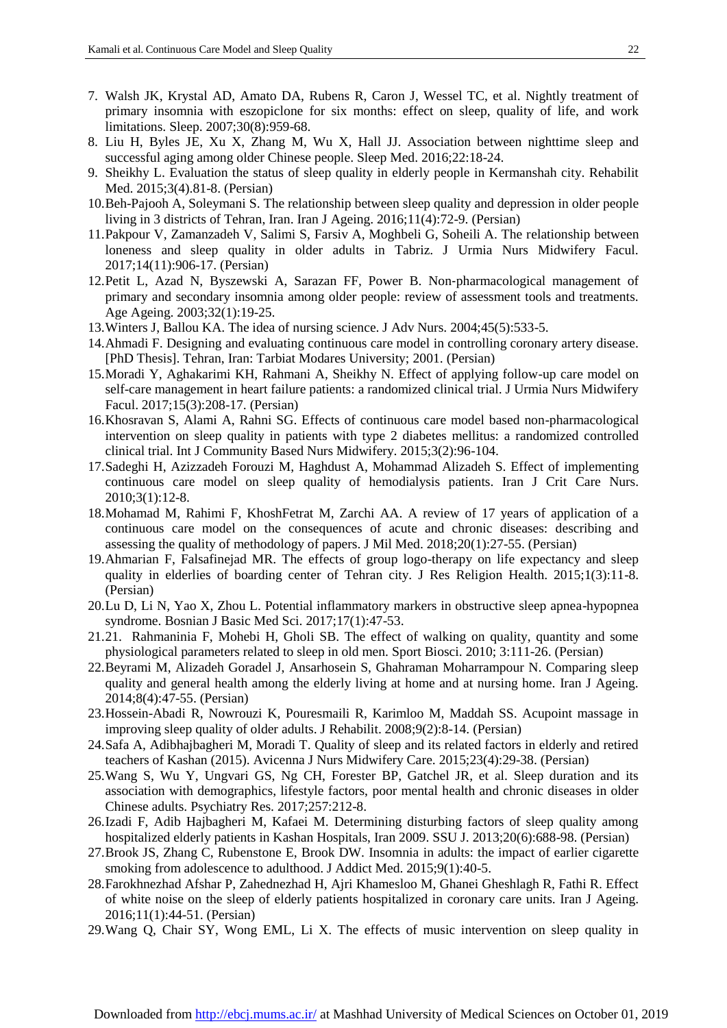7. Walsh JK, Krystal AD, Amato DA, Rubens R, Caron J, Wessel TC, et al. Nightly treatment of primary insomnia with eszopiclone for six months: effect on sleep, quality of life, and work limitations. Sleep. 2007;30(8):959-68.
8. Liu H, Byles JE, Xu X, Zhang M, Wu X, Hall JJ. Association between nighttime sleep and successful aging among older Chinese people. Sleep Med. 2016;22:18-24.
9. Sheikhy L. Evaluation the status of sleep quality in elderly people in Kermanshah city. Rehabilit Med. 2015;3(4).81-8. (Persian)
10. Beh-Pajooh A, Soleymani S. The relationship between sleep quality and depression in older people living in 3 districts of Tehran, Iran. Iran J Ageing. 2016;11(4):72-9. (Persian)
11. Pakpour V, Zamanzadeh V, Salimi S, Farsiv A, Moghbeli G, Soheili A. The relationship between loneness and sleep quality in older adults in Tabriz. J Urmia Nurs Midwifery Facul. 2017;14(11):906-17. (Persian)
12. Petit L, Azad N, Byszewski A, Sarazan FF, Power B. Non-pharmacological management of primary and secondary insomnia among older people: review of assessment tools and treatments. Age Ageing. 2003;32(1):19-25.
13. Winters J, Ballou KA. The idea of nursing science. J Adv Nurs. 2004;45(5):533-5.
14. Ahmadi F. Designing and evaluating continuous care model in controlling coronary artery disease. [PhD Thesis]. Tehran, Iran: Tarbiat Modares University; 2001. (Persian)
15. Moradi Y, Aghakarimi KH, Rahmani A, Sheikhy N. Effect of applying follow-up care model on self-care management in heart failure patients: a randomized clinical trial. J Urmia Nurs Midwifery Facul. 2017;15(3):208-17. (Persian)
16. Khosravan S, Alami A, Rahni SG. Effects of continuous care model based non-pharmacological intervention on sleep quality in patients with type 2 diabetes mellitus: a randomized controlled clinical trial. Int J Community Based Nurs Midwifery. 2015;3(2):96-104.
17. Sadeghi H, Azizzadeh Forouzi M, Haghdust A, Mohammad Alizadeh S. Effect of implementing continuous care model on sleep quality of hemodialysis patients. Iran J Crit Care Nurs. 2010;3(1):12-8.
18. Mohamad M, Rahimi F, KhoshFetrat M, Zarchi AA. A review of 17 years of application of a continuous care model on the consequences of acute and chronic diseases: describing and assessing the quality of methodology of papers. J Mil Med. 2018;20(1):27-55. (Persian)
19. Ahmarian F, Falsafinejad MR. The effects of group logo-therapy on life expectancy and sleep quality in elderlies of boarding center of Tehran city. J Res Religion Health. 2015;1(3):11-8. (Persian)
20. Lu D, Li N, Yao X, Zhou L. Potential inflammatory markers in obstructive sleep apnea-hypopnea syndrome. Bosnian J Basic Med Sci. 2017;17(1):47-53.
21. 21. Rahmaninia F, Mohebi H, Gholi SB. The effect of walking on quality, quantity and some physiological parameters related to sleep in old men. Sport Biosci. 2010; 3:111-26. (Persian)
22. Beyrami M, Alizadeh Goradel J, Ansarhosein S, Ghahraman Moharrampour N. Comparing sleep quality and general health among the elderly living at home and at nursing home. Iran J Ageing. 2014;8(4):47-55. (Persian)
23. Hossein-Abadi R, Nowrouzi K, Pouresmaili R, Karimloo M, Maddah SS. Acupoint massage in improving sleep quality of older adults. J Rehabilit. 2008;9(2):8-14. (Persian)
24. Safa A, Adibhajbagheri M, Moradi T. Quality of sleep and its related factors in elderly and retired teachers of Kashan (2015). Avicenna J Nurs Midwifery Care. 2015;23(4):29-38. (Persian)
25. Wang S, Wu Y, Ungvari GS, Ng CH, Forester BP, Gatchel JR, et al. Sleep duration and its association with demographics, lifestyle factors, poor mental health and chronic diseases in older Chinese adults. Psychiatry Res. 2017;257:212-8.
26. Izadi F, Adib Hajbagheri M, Kafaei M. Determining disturbing factors of sleep quality among hospitalized elderly patients in Kashan Hospitals, Iran 2009. SSU J. 2013;20(6):688-98. (Persian)
27. Brook JS, Zhang C, Rubenstone E, Brook DW. Insomnia in adults: the impact of earlier cigarette smoking from adolescence to adulthood. J Addict Med. 2015;9(1):40-5.
28. Farokhnezhad Afshar P, Zahednezhad H, Ajri Khamesloo M, Ghanei Gheshlagh R, Fathi R. Effect of white noise on the sleep of elderly patients hospitalized in coronary care units. Iran J Ageing. 2016;11(1):44-51. (Persian)
29. Wang Q, Chair SY, Wong EML, Li X. The effects of music intervention on sleep quality in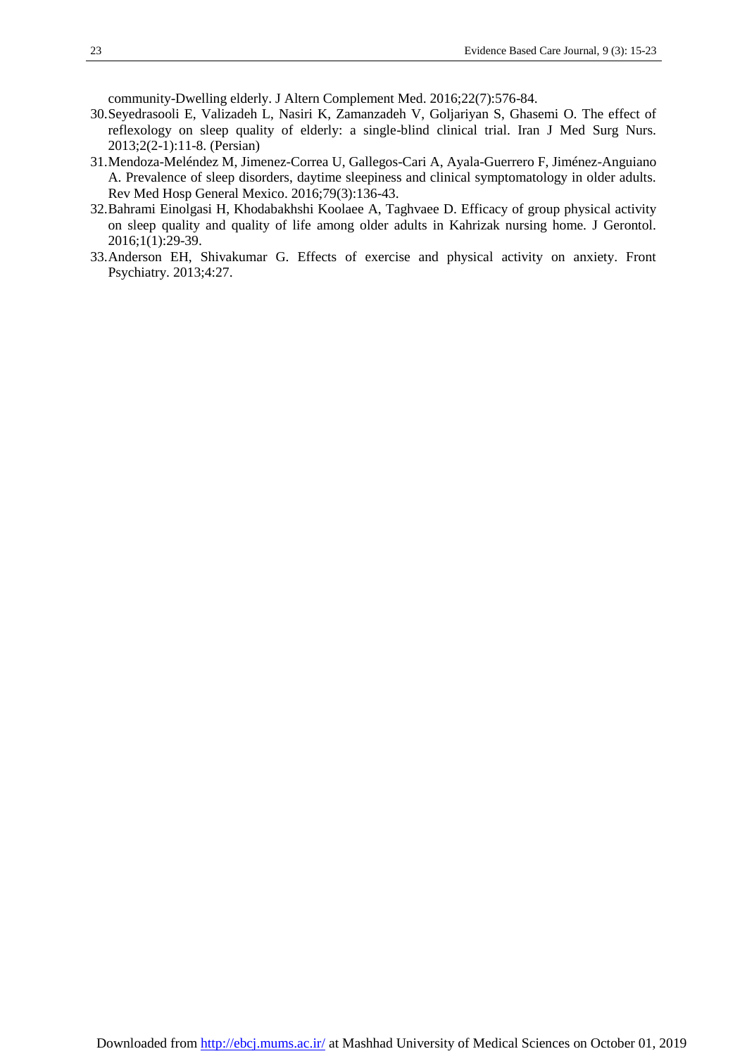community-Dwelling elderly. J Altern Complement Med. 2016;22(7):576-84.

30. Seyedrasooli E, Valizadeh L, Nasiri K, Zamanzadeh V, Goljariyan S, Ghasemi O. The effect of reflexology on sleep quality of elderly: a single-blind clinical trial. Iran J Med Surg Nurs. 2013;2(2-1):11-8. (Persian)
31. Mendoza-Meléndez M, Jimenez-Correa U, Gallegos-Cari A, Ayala-Guerrero F, Jiménez-Anguiano A. Prevalence of sleep disorders, daytime sleepiness and clinical symptomatology in older adults. Rev Med Hosp General Mexico. 2016;79(3):136-43.
32. Bahrami Einolgasi H, Khodabakhshi Koolaee A, Taghvaee D. Efficacy of group physical activity on sleep quality and quality of life among older adults in Kahrizak nursing home. J Gerontol. 2016;1(1):29-39.
33. Anderson EH, Shivakumar G. Effects of exercise and physical activity on anxiety. Front Psychiatry. 2013;4:27.